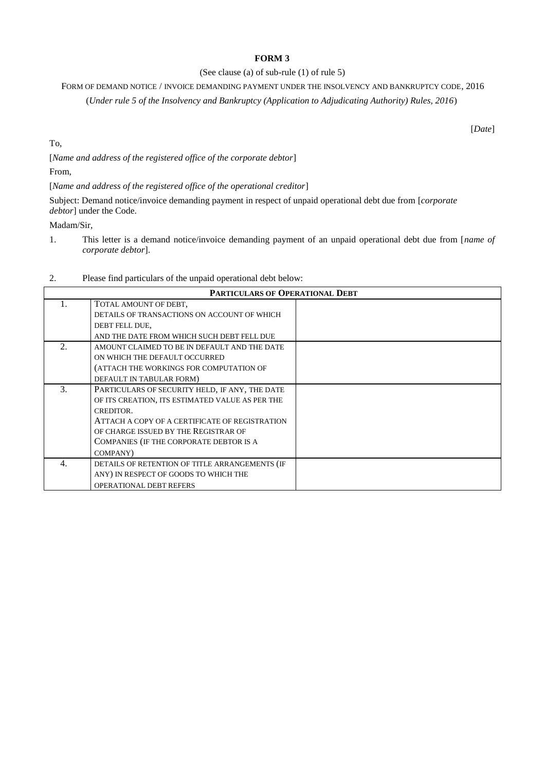**FORM 3**

(See clause (a) of sub-rule (1) of rule 5)

FORM OF DEMAND NOTICE / INVOICE DEMANDING PAYMENT UNDER THE INSOLVENCY AND BANKRUPTCY CODE, 2016

(*Under rule 5 of the Insolvency and Bankruptcy (Application to Adjudicating Authority) Rules, 2016*)

[*Date*]

To,

[*Name and address of the registered office of the corporate debtor*]

From,

[*Name and address of the registered office of the operational creditor*]

Subject: Demand notice/invoice demanding payment in respect of unpaid operational debt due from [*corporate debtor*] under the Code.

Madam/Sir,

1. This letter is a demand notice/invoice demanding payment of an unpaid operational debt due from [*name of corporate debtor*].

2. Please find particulars of the unpaid operational debt below:

| **PARTICULARS OF OPERATIONAL DEBT** | | |
|---|---|---|
| 1. | TOTAL AMOUNT OF DEBT, DETAILS OF TRANSACTIONS ON ACCOUNT OF WHICH DEBT FELL DUE, AND THE DATE FROM WHICH SUCH DEBT FELL DUE | |
| 2. | AMOUNT CLAIMED TO BE IN DEFAULT AND THE DATE ON WHICH THE DEFAULT OCCURRED (ATTACH THE WORKINGS FOR COMPUTATION OF DEFAULT IN TABULAR FORM) | |
| 3. | PARTICULARS OF SECURITY HELD, IF ANY, THE DATE OF ITS CREATION, ITS ESTIMATED VALUE AS PER THE CREDITOR. ATTACH A COPY OF A CERTIFICATE OF REGISTRATION OF CHARGE ISSUED BY THE REGISTRAR OF COMPANIES (IF THE CORPORATE DEBTOR IS A COMPANY) | |
| 4. | DETAILS OF RETENTION OF TITLE ARRANGEMENTS (IF ANY) IN RESPECT OF GOODS TO WHICH THE OPERATIONAL DEBT REFERS | |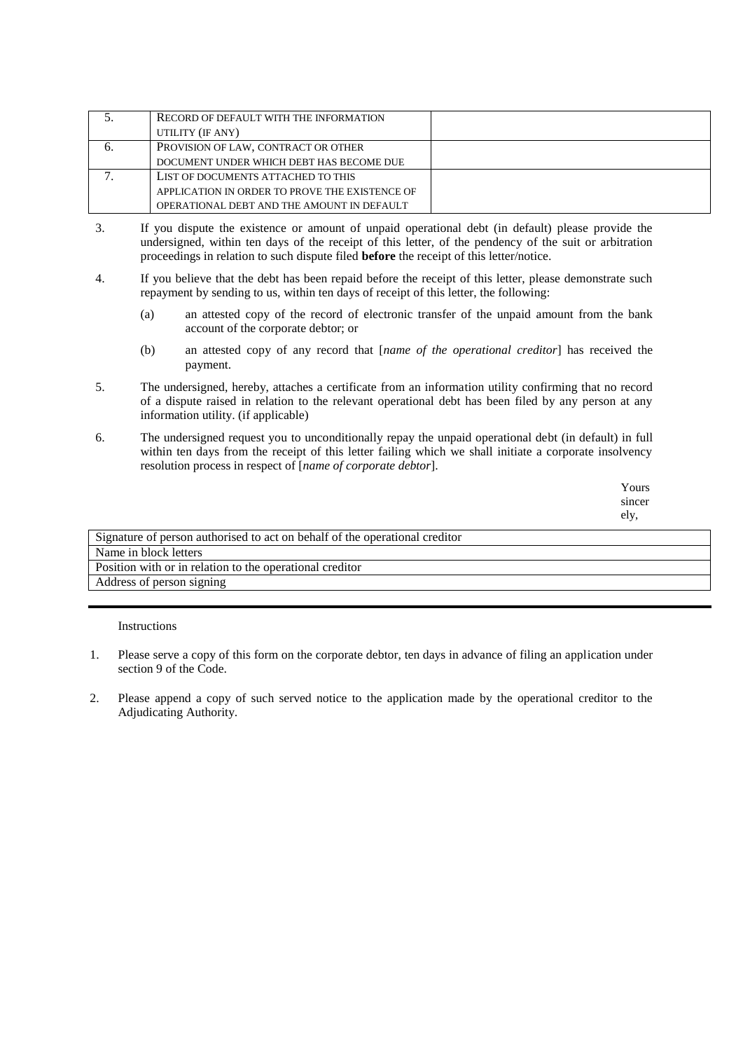| | | |
|---|---|---|
| 5. | RECORD OF DEFAULT WITH THE INFORMATION UTILITY (IF ANY) | |
| 6. | PROVISION OF LAW, CONTRACT OR OTHER DOCUMENT UNDER WHICH DEBT HAS BECOME DUE | |
| 7. | LIST OF DOCUMENTS ATTACHED TO THIS APPLICATION IN ORDER TO PROVE THE EXISTENCE OF OPERATIONAL DEBT AND THE AMOUNT IN DEFAULT | |

3. If you dispute the existence or amount of unpaid operational debt (in default) please provide the undersigned, within ten days of the receipt of this letter, of the pendency of the suit or arbitration proceedings in relation to such dispute filed **before** the receipt of this letter/notice.

4. If you believe that the debt has been repaid before the receipt of this letter, please demonstrate such repayment by sending to us, within ten days of receipt of this letter, the following:

   (a) an attested copy of the record of electronic transfer of the unpaid amount from the bank account of the corporate debtor; or

   (b) an attested copy of any record that [*name of the operational creditor*] has received the payment.

5. The undersigned, hereby, attaches a certificate from an information utility confirming that no record of a dispute raised in relation to the relevant operational debt has been filed by any person at any information utility. (if applicable)

6. The undersigned request you to unconditionally repay the unpaid operational debt (in default) in full within ten days from the receipt of this letter failing which we shall initiate a corporate insolvency resolution process in respect of [*name of corporate debtor*].

Yours sincerely,

| |
|---|
| Signature of person authorised to act on behalf of the operational creditor |
| Name in block letters |
| Position with or in relation to the operational creditor |
| Address of person signing |

Instructions

1. Please serve a copy of this form on the corporate debtor, ten days in advance of filing an application under section 9 of the Code.

2. Please append a copy of such served notice to the application made by the operational creditor to the Adjudicating Authority.